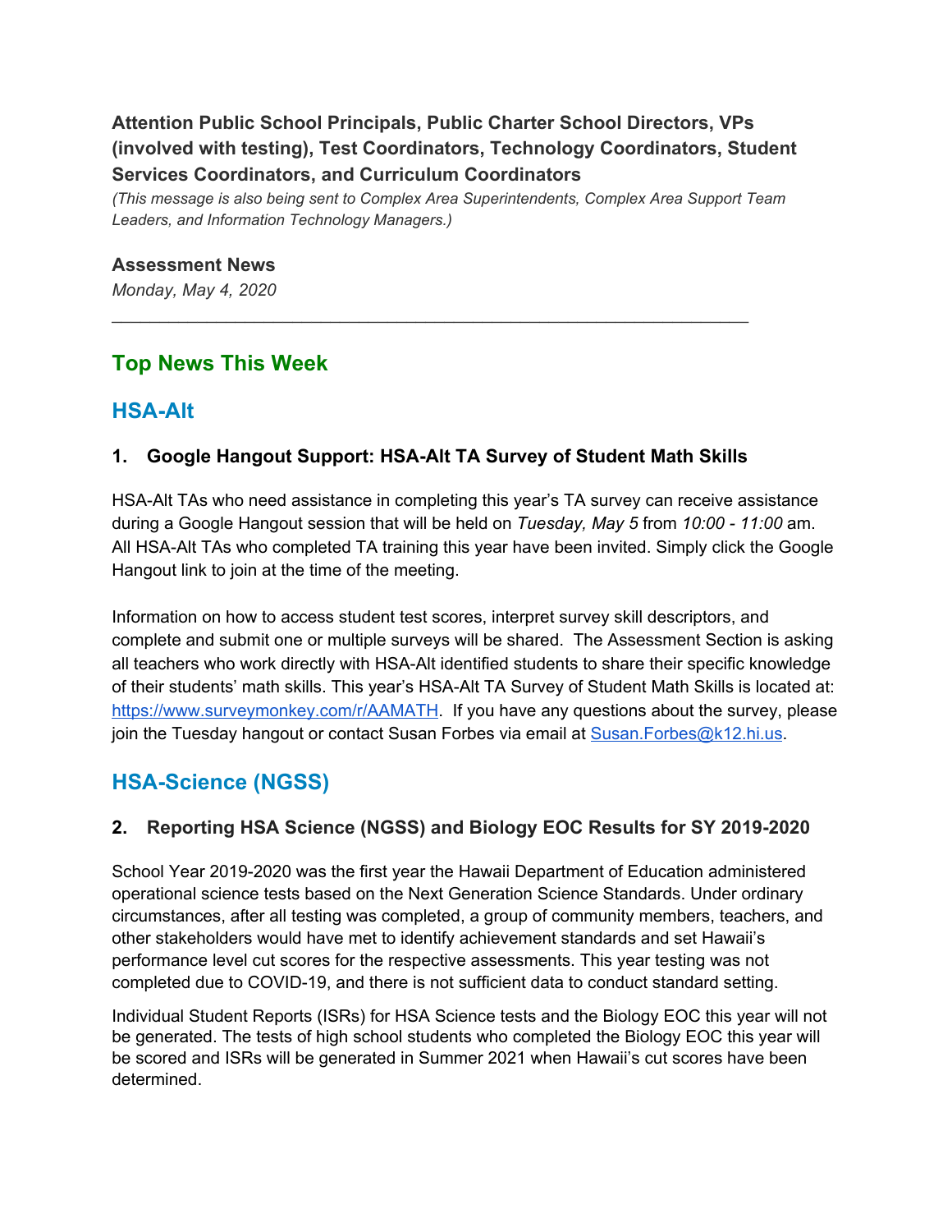**Attention Public School Principals, Public Charter School Directors, VPs (involved with testing), Test Coordinators, Technology Coordinators, Student Services Coordinators, and Curriculum Coordinators**

*(This message is also being sent to Complex Area Superintendents, Complex Area Support Team Leaders, and Information Technology Managers.)*

**Assessment News**

*Monday, May 4, 2020*

---

## Top News This Week

## HSA-Alt

### 1. Google Hangout Support: HSA-Alt TA Survey of Student Math Skills

HSA-Alt TAs who need assistance in completing this year's TA survey can receive assistance during a Google Hangout session that will be held on *Tuesday, May 5* from *10:00 - 11:00* am. All HSA-Alt TAs who completed TA training this year have been invited. Simply click the Google Hangout link to join at the time of the meeting.

Information on how to access student test scores, interpret survey skill descriptors, and complete and submit one or multiple surveys will be shared. The Assessment Section is asking all teachers who work directly with HSA-Alt identified students to share their specific knowledge of their students' math skills. This year's HSA-Alt TA Survey of Student Math Skills is located at: https://www.surveymonkey.com/r/AAMATH. If you have any questions about the survey, please join the Tuesday hangout or contact Susan Forbes via email at Susan.Forbes@k12.hi.us.

## HSA-Science (NGSS)

### 2. Reporting HSA Science (NGSS) and Biology EOC Results for SY 2019-2020

School Year 2019-2020 was the first year the Hawaii Department of Education administered operational science tests based on the Next Generation Science Standards. Under ordinary circumstances, after all testing was completed, a group of community members, teachers, and other stakeholders would have met to identify achievement standards and set Hawaii's performance level cut scores for the respective assessments. This year testing was not completed due to COVID-19, and there is not sufficient data to conduct standard setting.

Individual Student Reports (ISRs) for HSA Science tests and the Biology EOC this year will not be generated. The tests of high school students who completed the Biology EOC this year will be scored and ISRs will be generated in Summer 2021 when Hawaii's cut scores have been determined.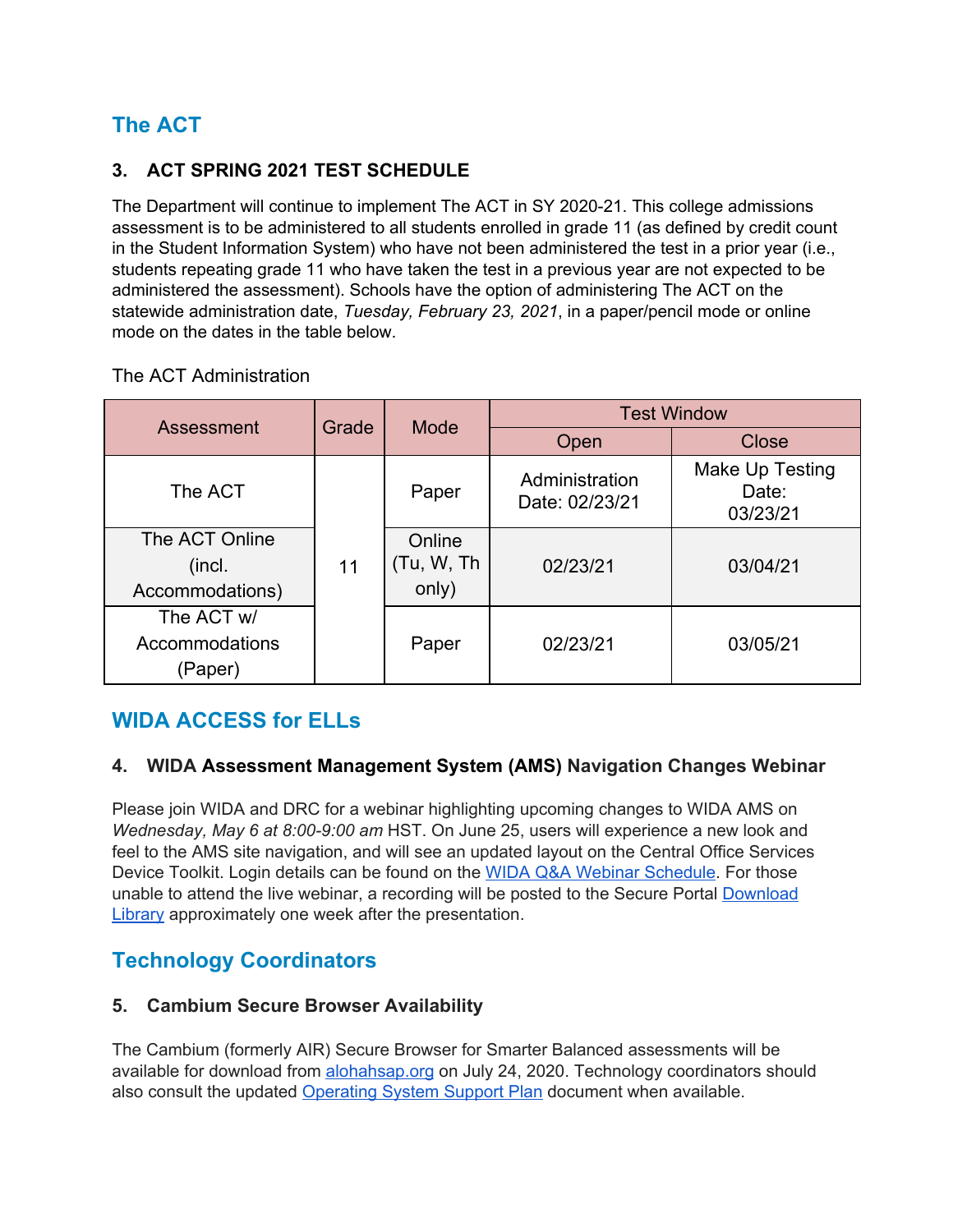## The ACT

### 3. ACT SPRING 2021 TEST SCHEDULE

The Department will continue to implement The ACT in SY 2020-21. This college admissions assessment is to be administered to all students enrolled in grade 11 (as defined by credit count in the Student Information System) who have not been administered the test in a prior year (i.e., students repeating grade 11 who have taken the test in a previous year are not expected to be administered the assessment). Schools have the option of administering The ACT on the statewide administration date, *Tuesday, February 23, 2021*, in a paper/pencil mode or online mode on the dates in the table below.

The ACT Administration

| Assessment | Grade | Mode | Test Window | |
|---|---|---|---|---|
| | | | Open | Close |
| The ACT | 11 | Paper | Administration Date: 02/23/21 | Make Up Testing Date: 03/23/21 |
| The ACT Online (incl. Accommodations) | | Online (Tu, W, Th only) | 02/23/21 | 03/04/21 |
| The ACT w/ Accommodations (Paper) | | Paper | 02/23/21 | 03/05/21 |

## WIDA ACCESS for ELLs

### 4. WIDA Assessment Management System (AMS) Navigation Changes Webinar

Please join WIDA and DRC for a webinar highlighting upcoming changes to WIDA AMS on *Wednesday, May 6 at 8:00-9:00 am* HST. On June 25, users will experience a new look and feel to the AMS site navigation, and will see an updated layout on the Central Office Services Device Toolkit. Login details can be found on the WIDA Q&A Webinar Schedule. For those unable to attend the live webinar, a recording will be posted to the Secure Portal Download Library approximately one week after the presentation.

## Technology Coordinators

### 5. Cambium Secure Browser Availability

The Cambium (formerly AIR) Secure Browser for Smarter Balanced assessments will be available for download from alohahsap.org on July 24, 2020. Technology coordinators should also consult the updated Operating System Support Plan document when available.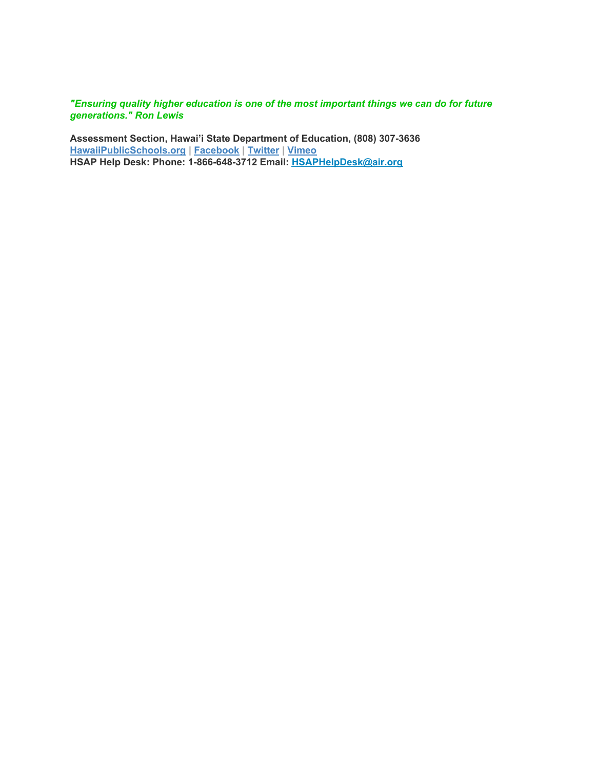*"Ensuring quality higher education is one of the most important things we can do for future generations." Ron Lewis*

**Assessment Section, Hawai'i State Department of Education, (808) 307-3636**
**HawaiiPublicSchools.org | Facebook | Twitter | Vimeo**
**HSAP Help Desk: Phone: 1-866-648-3712 Email: HSAPHelpDesk@air.org**